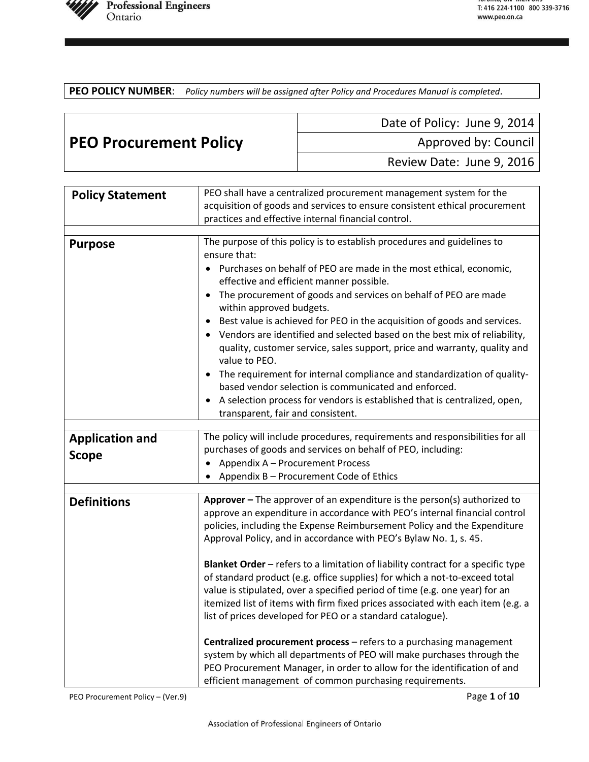| **PEO POLICY NUMBER**: *Policy numbers will be assigned after Policy and Procedures Manual is completed.* |
|---|

| **PEO Procurement Policy** | Date of Policy: June 9, 2014 |
|---|---|
| | Approved by: Council |
| | Review Date: June 9, 2016 |

| | |
|---|---|
| **Policy Statement** | PEO shall have a centralized procurement management system for the acquisition of goods and services to ensure consistent ethical procurement practices and effective internal financial control. |
| **Purpose** | The purpose of this policy is to establish procedures and guidelines to ensure that:<br>• Purchases on behalf of PEO are made in the most ethical, economic, effective and efficient manner possible.<br>• The procurement of goods and services on behalf of PEO are made within approved budgets.<br>• Best value is achieved for PEO in the acquisition of goods and services.<br>• Vendors are identified and selected based on the best mix of reliability, quality, customer service, sales support, price and warranty, quality and value to PEO.<br>• The requirement for internal compliance and standardization of quality-based vendor selection is communicated and enforced.<br>• A selection process for vendors is established that is centralized, open, transparent, fair and consistent. |
| **Application and Scope** | The policy will include procedures, requirements and responsibilities for all purchases of goods and services on behalf of PEO, including:<br>• Appendix A – Procurement Process<br>• Appendix B – Procurement Code of Ethics |
| **Definitions** | **Approver –** The approver of an expenditure is the person(s) authorized to approve an expenditure in accordance with PEO's internal financial control policies, including the Expense Reimbursement Policy and the Expenditure Approval Policy, and in accordance with PEO's Bylaw No. 1, s. 45.<br><br>**Blanket Order** – refers to a limitation of liability contract for a specific type of standard product (e.g. office supplies) for which a not-to-exceed total value is stipulated, over a specified period of time (e.g. one year) for an itemized list of items with firm fixed prices associated with each item (e.g. a list of prices developed for PEO or a standard catalogue).<br><br>**Centralized procurement process** – refers to a purchasing management system by which all departments of PEO will make purchases through the PEO Procurement Manager, in order to allow for the identification of and efficient management of common purchasing requirements. |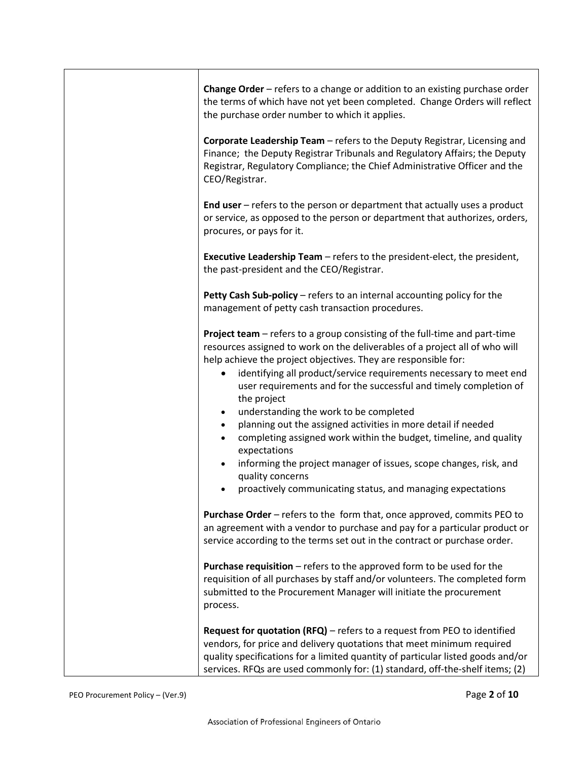| | |
|---|---|
| | **Change Order** – refers to a change or addition to an existing purchase order the terms of which have not yet been completed. Change Orders will reflect the purchase order number to which it applies.<br><br>**Corporate Leadership Team** – refers to the Deputy Registrar, Licensing and Finance; the Deputy Registrar Tribunals and Regulatory Affairs; the Deputy Registrar, Regulatory Compliance; the Chief Administrative Officer and the CEO/Registrar.<br><br>**End user** – refers to the person or department that actually uses a product or service, as opposed to the person or department that authorizes, orders, procures, or pays for it.<br><br>**Executive Leadership Team** – refers to the president-elect, the president, the past-president and the CEO/Registrar.<br><br>**Petty Cash Sub-policy** – refers to an internal accounting policy for the management of petty cash transaction procedures.<br><br>**Project team** – refers to a group consisting of the full-time and part-time resources assigned to work on the deliverables of a project all of who will help achieve the project objectives. They are responsible for:<br>• identifying all product/service requirements necessary to meet end user requirements and for the successful and timely completion of the project<br>• understanding the work to be completed<br>• planning out the assigned activities in more detail if needed<br>• completing assigned work within the budget, timeline, and quality expectations<br>• informing the project manager of issues, scope changes, risk, and quality concerns<br>• proactively communicating status, and managing expectations<br><br>**Purchase Order** – refers to the form that, once approved, commits PEO to an agreement with a vendor to purchase and pay for a particular product or service according to the terms set out in the contract or purchase order.<br><br>**Purchase requisition** – refers to the approved form to be used for the requisition of all purchases by staff and/or volunteers. The completed form submitted to the Procurement Manager will initiate the procurement process.<br><br>**Request for quotation (RFQ)** – refers to a request from PEO to identified vendors, for price and delivery quotations that meet minimum required quality specifications for a limited quantity of particular listed goods and/or services. RFQs are used commonly for: (1) standard, off-the-shelf items; (2) |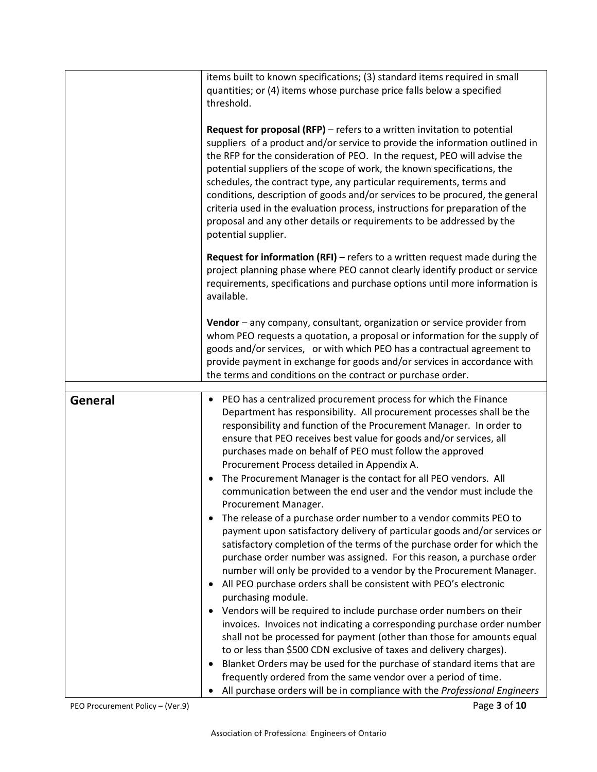| | |
|---|---|
| | items built to known specifications; (3) standard items required in small quantities; or (4) items whose purchase price falls below a specified threshold.<br><br>**Request for proposal (RFP)** – refers to a written invitation to potential suppliers of a product and/or service to provide the information outlined in the RFP for the consideration of PEO. In the request, PEO will advise the potential suppliers of the scope of work, the known specifications, the schedules, the contract type, any particular requirements, terms and conditions, description of goods and/or services to be procured, the general criteria used in the evaluation process, instructions for preparation of the proposal and any other details or requirements to be addressed by the potential supplier.<br><br>**Request for information (RFI)** – refers to a written request made during the project planning phase where PEO cannot clearly identify product or service requirements, specifications and purchase options until more information is available.<br><br>**Vendor** – any company, consultant, organization or service provider from whom PEO requests a quotation, a proposal or information for the supply of goods and/or services, or with which PEO has a contractual agreement to provide payment in exchange for goods and/or services in accordance with the terms and conditions on the contract or purchase order. |
| **General** | • PEO has a centralized procurement process for which the Finance Department has responsibility. All procurement processes shall be the responsibility and function of the Procurement Manager. In order to ensure that PEO receives best value for goods and/or services, all purchases made on behalf of PEO must follow the approved Procurement Process detailed in Appendix A.<br>• The Procurement Manager is the contact for all PEO vendors. All communication between the end user and the vendor must include the Procurement Manager.<br>• The release of a purchase order number to a vendor commits PEO to payment upon satisfactory delivery of particular goods and/or services or satisfactory completion of the terms of the purchase order for which the purchase order number was assigned. For this reason, a purchase order number will only be provided to a vendor by the Procurement Manager.<br>• All PEO purchase orders shall be consistent with PEO's electronic purchasing module.<br>• Vendors will be required to include purchase order numbers on their invoices. Invoices not indicating a corresponding purchase order number shall not be processed for payment (other than those for amounts equal to or less than $500 CDN exclusive of taxes and delivery charges).<br>• Blanket Orders may be used for the purchase of standard items that are frequently ordered from the same vendor over a period of time.<br>• All purchase orders will be in compliance with the *Professional Engineers* |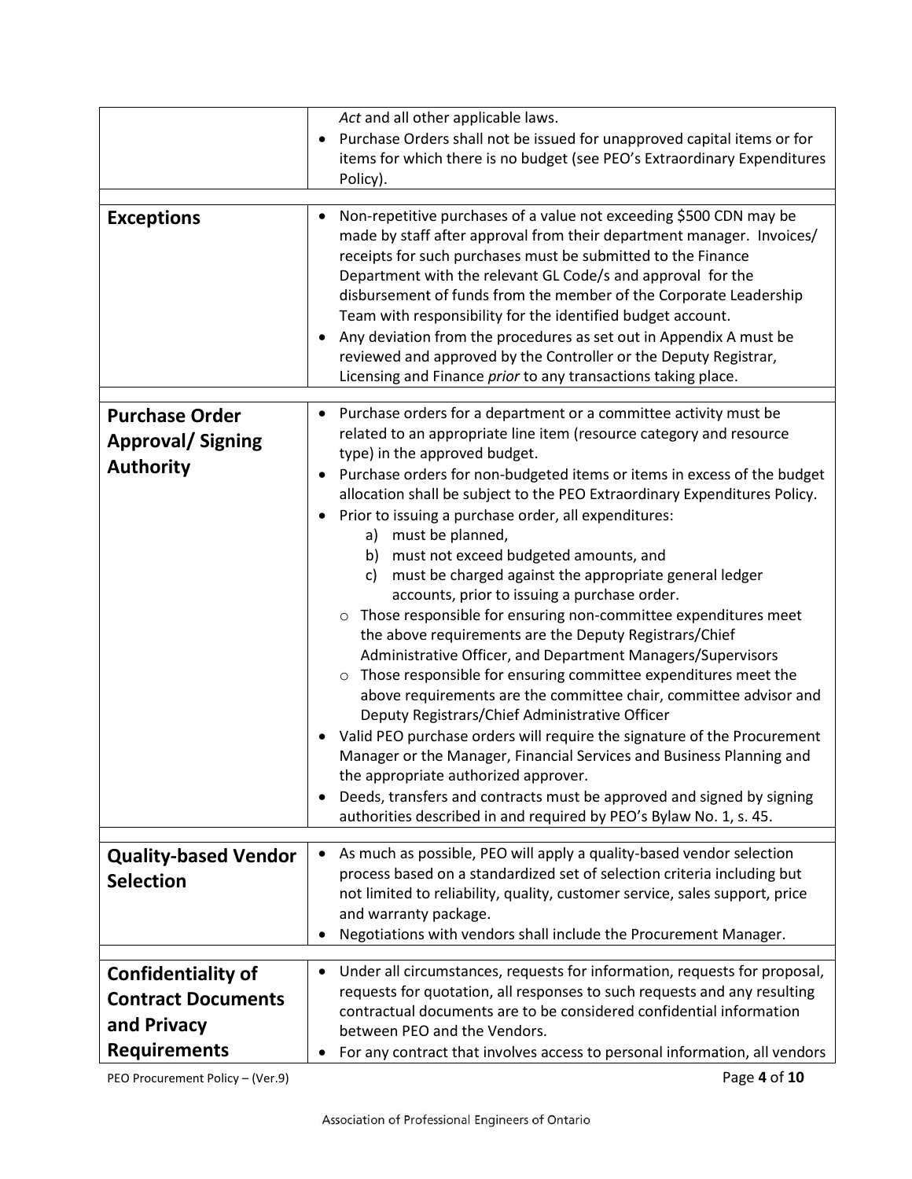| | |
|---|---|
| | *Act* and all other applicable laws.<br>• Purchase Orders shall not be issued for unapproved capital items or for items for which there is no budget (see PEO's Extraordinary Expenditures Policy). |
| **Exceptions** | • Non-repetitive purchases of a value not exceeding $500 CDN may be made by staff after approval from their department manager. Invoices/ receipts for such purchases must be submitted to the Finance Department with the relevant GL Code/s and approval for the disbursement of funds from the member of the Corporate Leadership Team with responsibility for the identified budget account.<br>• Any deviation from the procedures as set out in Appendix A must be reviewed and approved by the Controller or the Deputy Registrar, Licensing and Finance *prior* to any transactions taking place. |
| **Purchase Order Approval/ Signing Authority** | • Purchase orders for a department or a committee activity must be related to an appropriate line item (resource category and resource type) in the approved budget.<br>• Purchase orders for non-budgeted items or items in excess of the budget allocation shall be subject to the PEO Extraordinary Expenditures Policy.<br>• Prior to issuing a purchase order, all expenditures:<br>&nbsp;&nbsp;a) must be planned,<br>&nbsp;&nbsp;b) must not exceed budgeted amounts, and<br>&nbsp;&nbsp;c) must be charged against the appropriate general ledger accounts, prior to issuing a purchase order.<br>&nbsp;&nbsp;o Those responsible for ensuring non-committee expenditures meet the above requirements are the Deputy Registrars/Chief Administrative Officer, and Department Managers/Supervisors<br>&nbsp;&nbsp;o Those responsible for ensuring committee expenditures meet the above requirements are the committee chair, committee advisor and Deputy Registrars/Chief Administrative Officer<br>• Valid PEO purchase orders will require the signature of the Procurement Manager or the Manager, Financial Services and Business Planning and the appropriate authorized approver.<br>• Deeds, transfers and contracts must be approved and signed by signing authorities described in and required by PEO's Bylaw No. 1, s. 45. |
| **Quality-based Vendor Selection** | • As much as possible, PEO will apply a quality-based vendor selection process based on a standardized set of selection criteria including but not limited to reliability, quality, customer service, sales support, price and warranty package.<br>• Negotiations with vendors shall include the Procurement Manager. |
| **Confidentiality of Contract Documents and Privacy Requirements** | • Under all circumstances, requests for information, requests for proposal, requests for quotation, all responses to such requests and any resulting contractual documents are to be considered confidential information between PEO and the Vendors.<br>• For any contract that involves access to personal information, all vendors |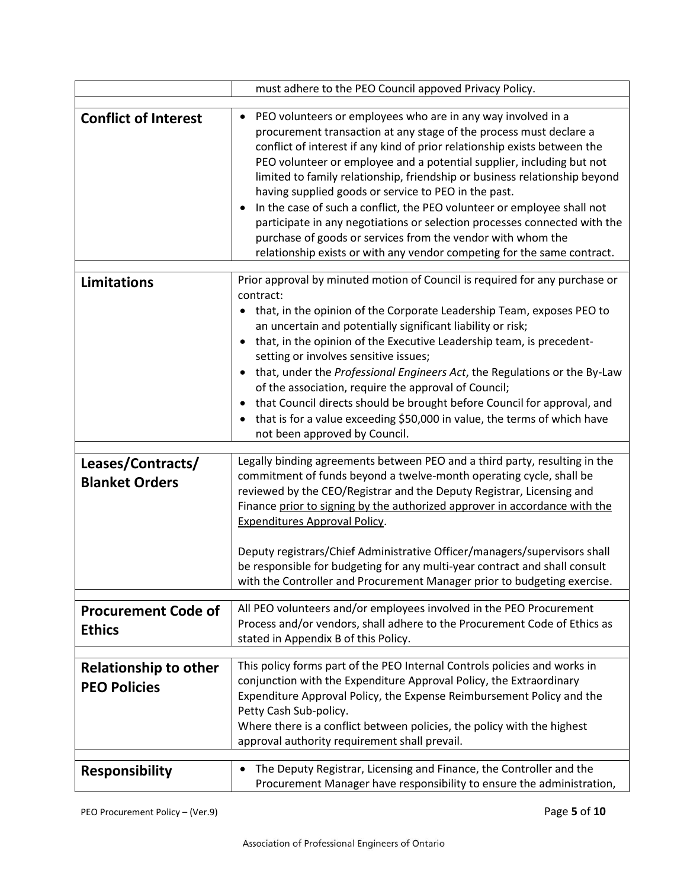| | |
|---|---|
| | must adhere to the PEO Council appoved Privacy Policy. |
| **Conflict of Interest** | • PEO volunteers or employees who are in any way involved in a procurement transaction at any stage of the process must declare a conflict of interest if any kind of prior relationship exists between the PEO volunteer or employee and a potential supplier, including but not limited to family relationship, friendship or business relationship beyond having supplied goods or service to PEO in the past.<br>• In the case of such a conflict, the PEO volunteer or employee shall not participate in any negotiations or selection processes connected with the purchase of goods or services from the vendor with whom the relationship exists or with any vendor competing for the same contract. |
| **Limitations** | Prior approval by minuted motion of Council is required for any purchase or contract:<br>• that, in the opinion of the Corporate Leadership Team, exposes PEO to an uncertain and potentially significant liability or risk;<br>• that, in the opinion of the Executive Leadership team, is precedent-setting or involves sensitive issues;<br>• that, under the *Professional Engineers Act*, the Regulations or the By-Law of the association, require the approval of Council;<br>• that Council directs should be brought before Council for approval, and<br>• that is for a value exceeding $50,000 in value, the terms of which have not been approved by Council. |
| **Leases/Contracts/ Blanket Orders** | Legally binding agreements between PEO and a third party, resulting in the commitment of funds beyond a twelve-month operating cycle, shall be reviewed by the CEO/Registrar and the Deputy Registrar, Licensing and Finance <u>prior to signing by the authorized approver in accordance with the Expenditures Approval Policy</u>.<br><br>Deputy registrars/Chief Administrative Officer/managers/supervisors shall be responsible for budgeting for any multi-year contract and shall consult with the Controller and Procurement Manager prior to budgeting exercise. |
| **Procurement Code of Ethics** | All PEO volunteers and/or employees involved in the PEO Procurement Process and/or vendors, shall adhere to the Procurement Code of Ethics as stated in Appendix B of this Policy. |
| **Relationship to other PEO Policies** | This policy forms part of the PEO Internal Controls policies and works in conjunction with the Expenditure Approval Policy, the Extraordinary Expenditure Approval Policy, the Expense Reimbursement Policy and the Petty Cash Sub-policy.<br>Where there is a conflict between policies, the policy with the highest approval authority requirement shall prevail. |
| **Responsibility** | • The Deputy Registrar, Licensing and Finance, the Controller and the Procurement Manager have responsibility to ensure the administration, |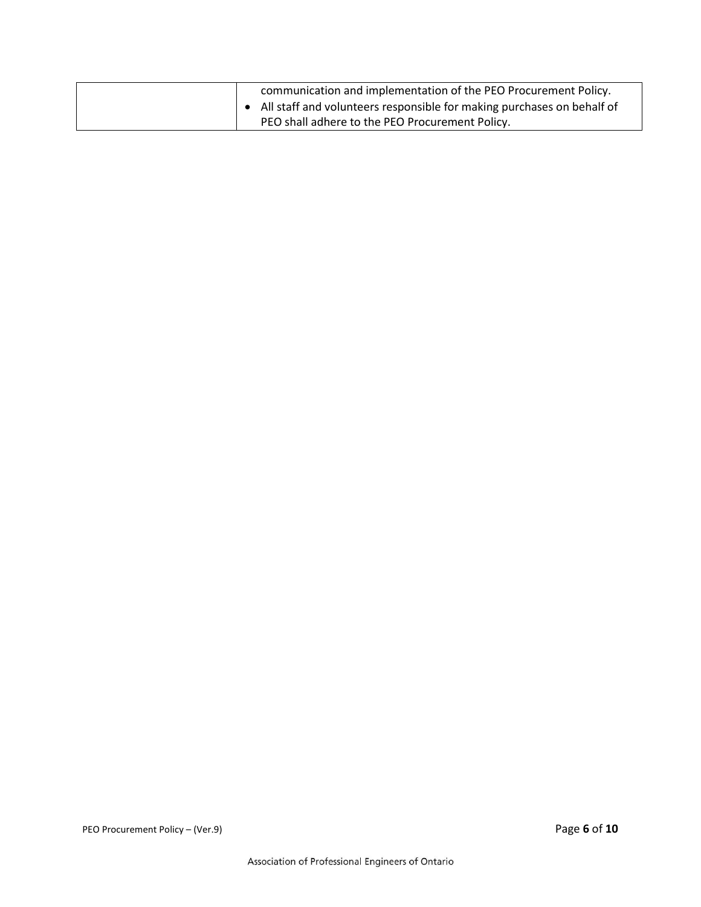| | |
|---|---|
| | communication and implementation of the PEO Procurement Policy.<br>• All staff and volunteers responsible for making purchases on behalf of PEO shall adhere to the PEO Procurement Policy. |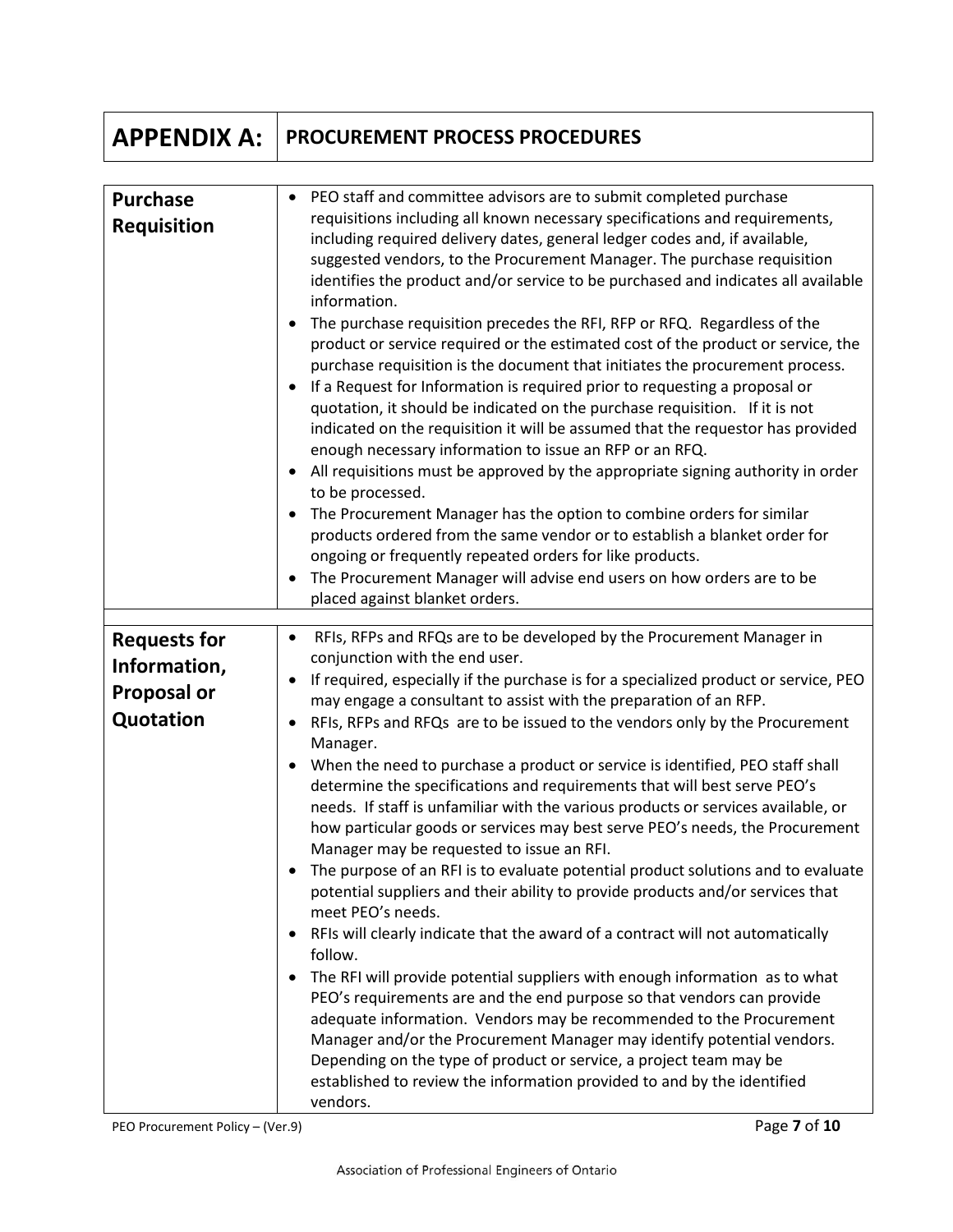# APPENDIX A: PROCUREMENT PROCESS PROCEDURES

| | |
|---|---|
| **Purchase Requisition** | • PEO staff and committee advisors are to submit completed purchase requisitions including all known necessary specifications and requirements, including required delivery dates, general ledger codes and, if available, suggested vendors, to the Procurement Manager. The purchase requisition identifies the product and/or service to be purchased and indicates all available information.<br>• The purchase requisition precedes the RFI, RFP or RFQ. Regardless of the product or service required or the estimated cost of the product or service, the purchase requisition is the document that initiates the procurement process.<br>• If a Request for Information is required prior to requesting a proposal or quotation, it should be indicated on the purchase requisition. If it is not indicated on the requisition it will be assumed that the requestor has provided enough necessary information to issue an RFP or an RFQ.<br>• All requisitions must be approved by the appropriate signing authority in order to be processed.<br>• The Procurement Manager has the option to combine orders for similar products ordered from the same vendor or to establish a blanket order for ongoing or frequently repeated orders for like products.<br>• The Procurement Manager will advise end users on how orders are to be placed against blanket orders. |
| **Requests for Information, Proposal or Quotation** | • RFIs, RFPs and RFQs are to be developed by the Procurement Manager in conjunction with the end user.<br>• If required, especially if the purchase is for a specialized product or service, PEO may engage a consultant to assist with the preparation of an RFP.<br>• RFIs, RFPs and RFQs are to be issued to the vendors only by the Procurement Manager.<br>• When the need to purchase a product or service is identified, PEO staff shall determine the specifications and requirements that will best serve PEO's needs. If staff is unfamiliar with the various products or services available, or how particular goods or services may best serve PEO's needs, the Procurement Manager may be requested to issue an RFI.<br>• The purpose of an RFI is to evaluate potential product solutions and to evaluate potential suppliers and their ability to provide products and/or services that meet PEO's needs.<br>• RFIs will clearly indicate that the award of a contract will not automatically follow.<br>• The RFI will provide potential suppliers with enough information as to what PEO's requirements are and the end purpose so that vendors can provide adequate information. Vendors may be recommended to the Procurement Manager and/or the Procurement Manager may identify potential vendors. Depending on the type of product or service, a project team may be established to review the information provided to and by the identified vendors. |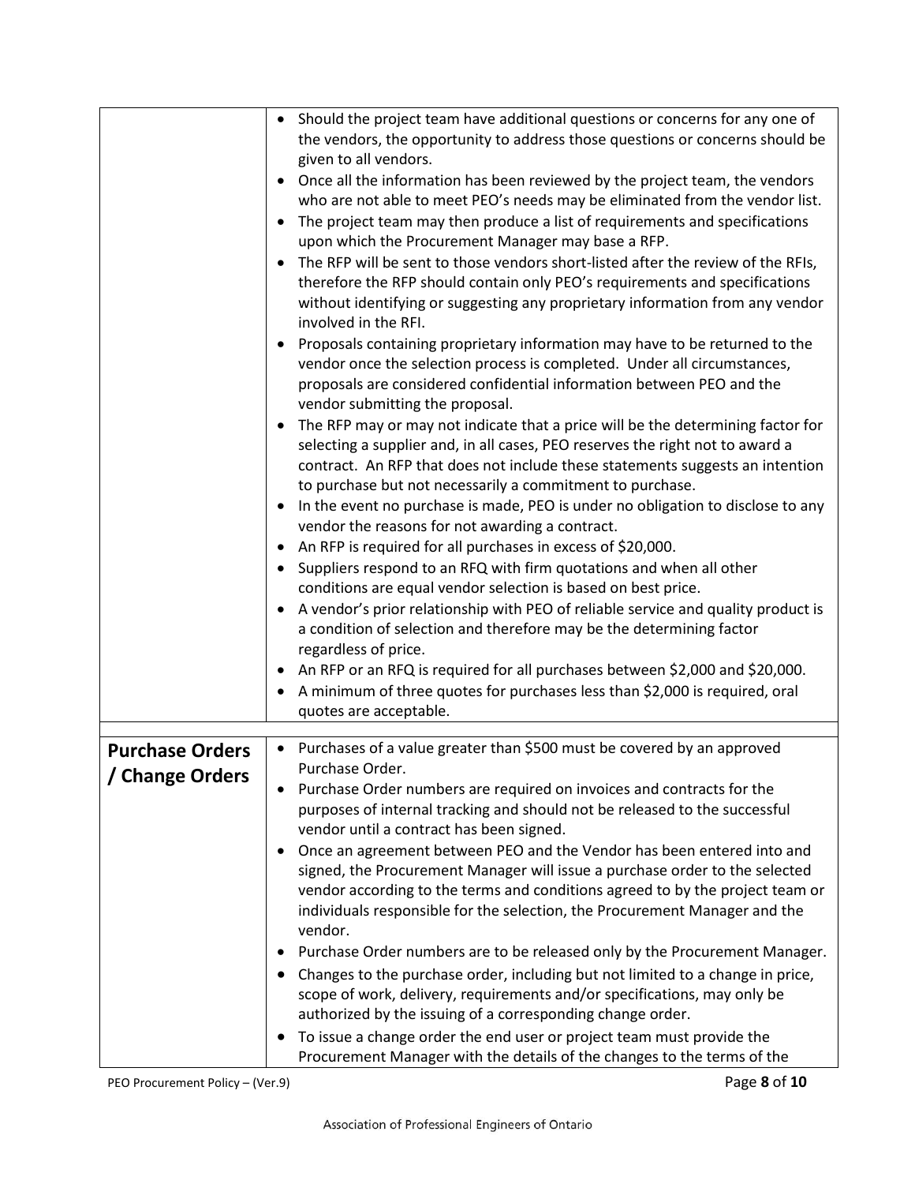| | |
|---|---|
| | • Should the project team have additional questions or concerns for any one of the vendors, the opportunity to address those questions or concerns should be given to all vendors.<br>• Once all the information has been reviewed by the project team, the vendors who are not able to meet PEO's needs may be eliminated from the vendor list.<br>• The project team may then produce a list of requirements and specifications upon which the Procurement Manager may base a RFP.<br>• The RFP will be sent to those vendors short-listed after the review of the RFIs, therefore the RFP should contain only PEO's requirements and specifications without identifying or suggesting any proprietary information from any vendor involved in the RFI.<br>• Proposals containing proprietary information may have to be returned to the vendor once the selection process is completed. Under all circumstances, proposals are considered confidential information between PEO and the vendor submitting the proposal.<br>• The RFP may or may not indicate that a price will be the determining factor for selecting a supplier and, in all cases, PEO reserves the right not to award a contract. An RFP that does not include these statements suggests an intention to purchase but not necessarily a commitment to purchase.<br>• In the event no purchase is made, PEO is under no obligation to disclose to any vendor the reasons for not awarding a contract.<br>• An RFP is required for all purchases in excess of $20,000.<br>• Suppliers respond to an RFQ with firm quotations and when all other conditions are equal vendor selection is based on best price.<br>• A vendor's prior relationship with PEO of reliable service and quality product is a condition of selection and therefore may be the determining factor regardless of price.<br>• An RFP or an RFQ is required for all purchases between $2,000 and $20,000.<br>• A minimum of three quotes for purchases less than $2,000 is required, oral quotes are acceptable. |
| **Purchase Orders / Change Orders** | • Purchases of a value greater than $500 must be covered by an approved Purchase Order.<br>• Purchase Order numbers are required on invoices and contracts for the purposes of internal tracking and should not be released to the successful vendor until a contract has been signed.<br>• Once an agreement between PEO and the Vendor has been entered into and signed, the Procurement Manager will issue a purchase order to the selected vendor according to the terms and conditions agreed to by the project team or individuals responsible for the selection, the Procurement Manager and the vendor.<br>• Purchase Order numbers are to be released only by the Procurement Manager.<br>• Changes to the purchase order, including but not limited to a change in price, scope of work, delivery, requirements and/or specifications, may only be authorized by the issuing of a corresponding change order.<br>• To issue a change order the end user or project team must provide the Procurement Manager with the details of the changes to the terms of the |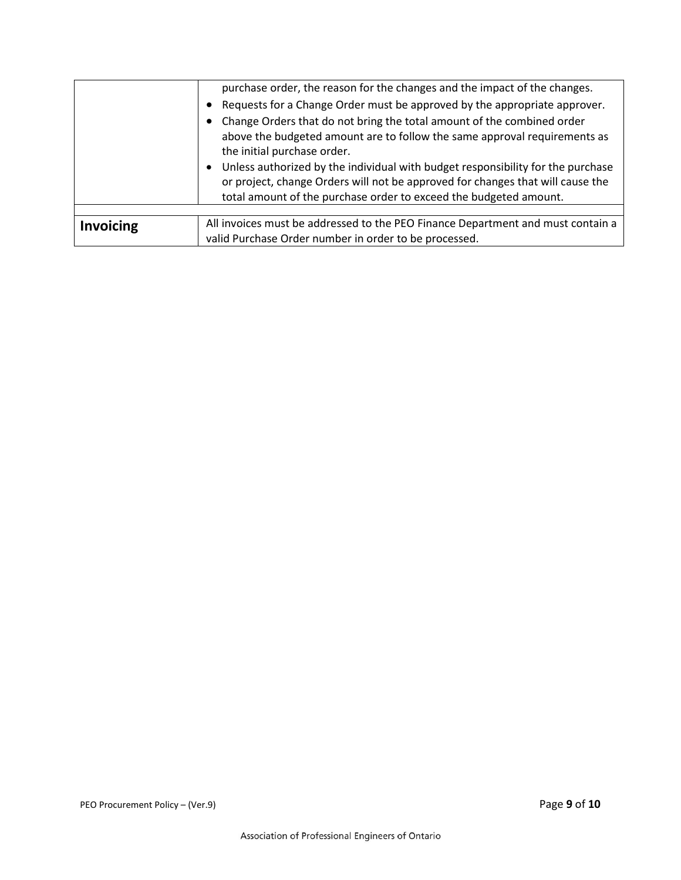| | |
|---|---|
| | purchase order, the reason for the changes and the impact of the changes.<br>• Requests for a Change Order must be approved by the appropriate approver.<br>• Change Orders that do not bring the total amount of the combined order above the budgeted amount are to follow the same approval requirements as the initial purchase order.<br>• Unless authorized by the individual with budget responsibility for the purchase or project, change Orders will not be approved for changes that will cause the total amount of the purchase order to exceed the budgeted amount. |
| | |
| **Invoicing** | All invoices must be addressed to the PEO Finance Department and must contain a valid Purchase Order number in order to be processed. |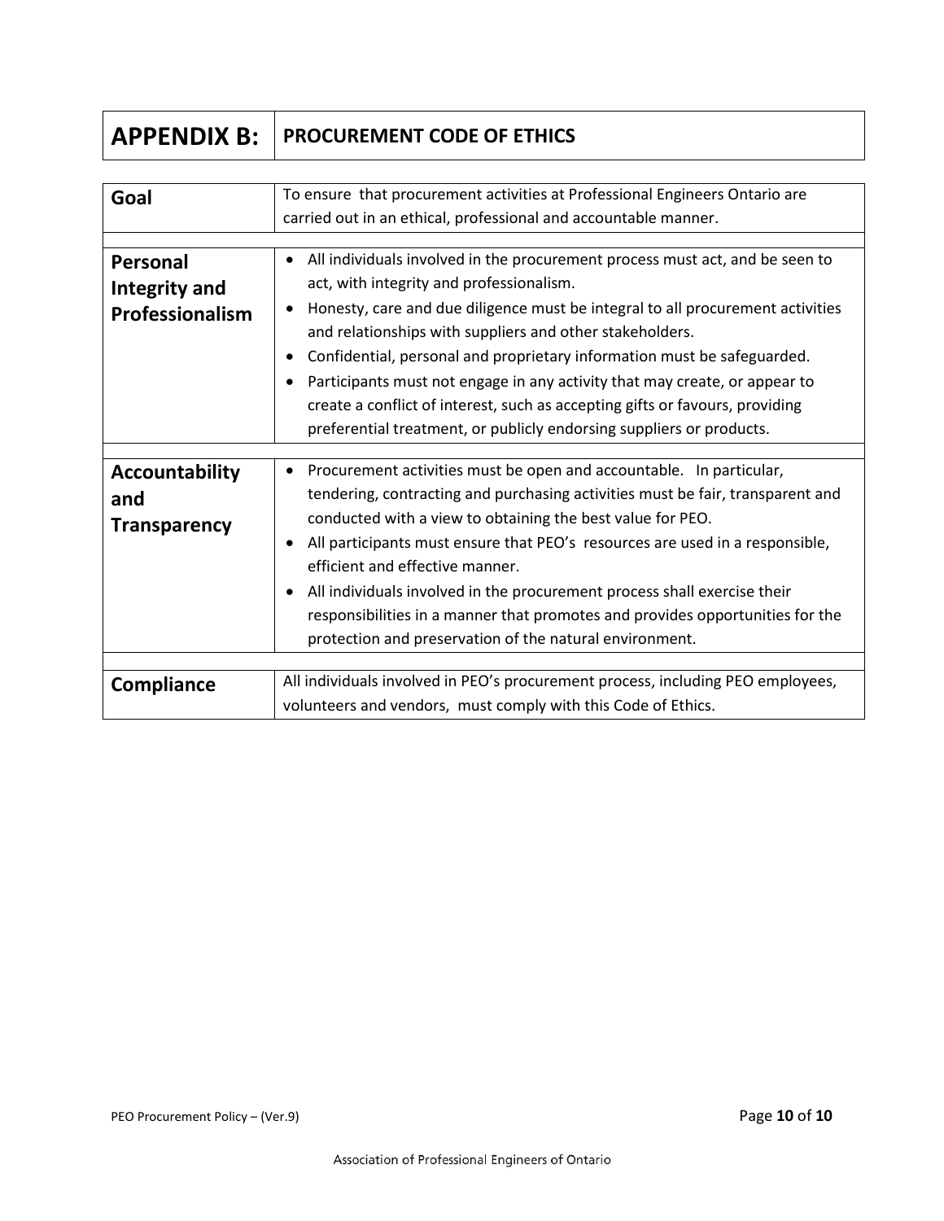| **APPENDIX B:** | **PROCUREMENT CODE OF ETHICS** |
|---|---|

| | |
|---|---|
| **Goal** | To ensure that procurement activities at Professional Engineers Ontario are carried out in an ethical, professional and accountable manner. |
| **Personal Integrity and Professionalism** | • All individuals involved in the procurement process must act, and be seen to act, with integrity and professionalism.<br>• Honesty, care and due diligence must be integral to all procurement activities and relationships with suppliers and other stakeholders.<br>• Confidential, personal and proprietary information must be safeguarded.<br>• Participants must not engage in any activity that may create, or appear to create a conflict of interest, such as accepting gifts or favours, providing preferential treatment, or publicly endorsing suppliers or products. |
| **Accountability and Transparency** | • Procurement activities must be open and accountable. In particular, tendering, contracting and purchasing activities must be fair, transparent and conducted with a view to obtaining the best value for PEO.<br>• All participants must ensure that PEO's resources are used in a responsible, efficient and effective manner.<br>• All individuals involved in the procurement process shall exercise their responsibilities in a manner that promotes and provides opportunities for the protection and preservation of the natural environment. |
| **Compliance** | All individuals involved in PEO's procurement process, including PEO employees, volunteers and vendors, must comply with this Code of Ethics. |